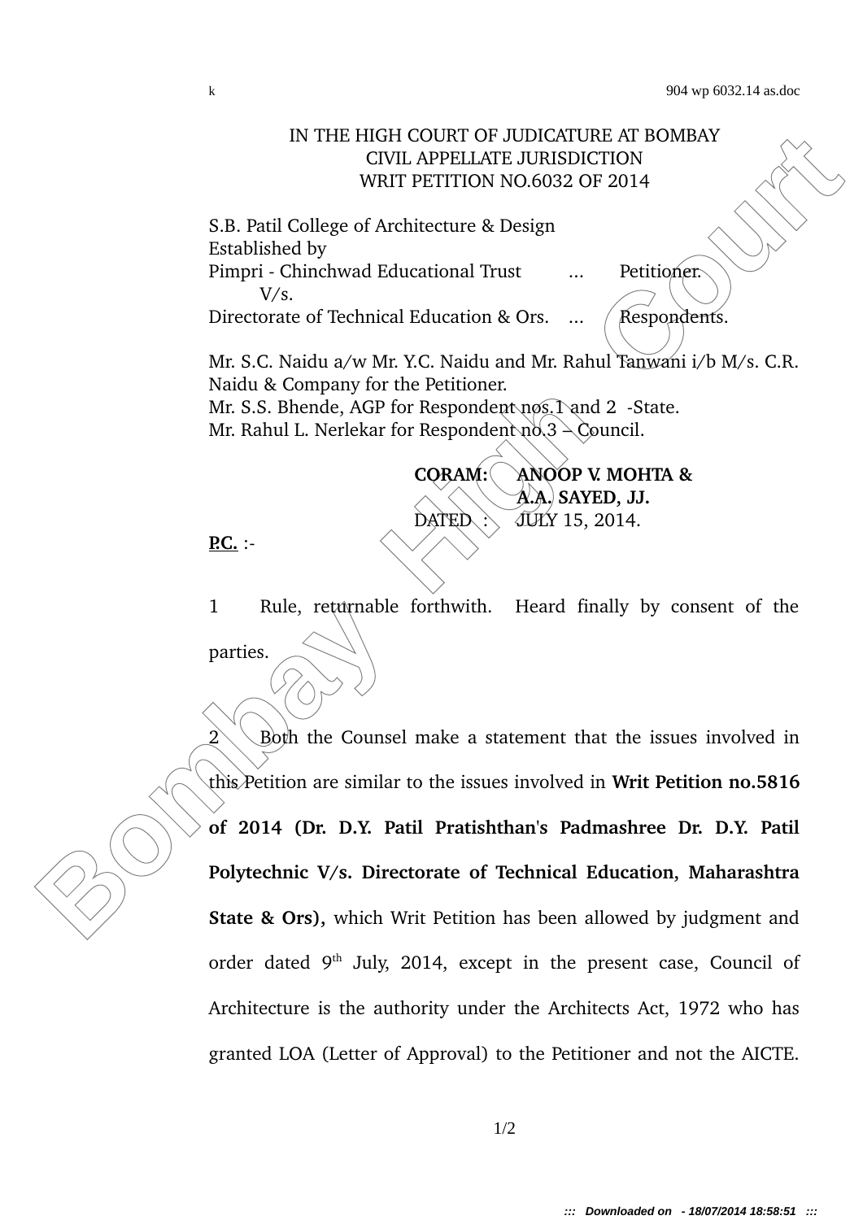IN THE HIGH COURT OF JUDICATURE AT BOMBAY
CIVIL APPELLATE JURISDICTION
WRIT PETITION NO.6032 OF 2014

S.B. Patil College of Architecture & Design
Established by
Pimpri - Chinchwad Educational Trust ... Petitioner.
V/s.
Directorate of Technical Education & Ors. ... Respondents.

Mr. S.C. Naidu a/w Mr. Y.C. Naidu and Mr. Rahul Tanwani i/b M/s. C.R. Naidu & Company for the Petitioner.
Mr. S.S. Bhende, AGP for Respondent nos.1 and 2 -State.
Mr. Rahul L. Nerlekar for Respondent no.3 – Council.

**CORAM: ANOOP V. MOHTA &**
**A.A. SAYED, JJ.**
DATED : JULY 15, 2014.

**P.C.** :-

1 Rule, returnable forthwith. Heard finally by consent of the parties.

2 Both the Counsel make a statement that the issues involved in this Petition are similar to the issues involved in **Writ Petition no.5816 of 2014 (Dr. D.Y. Patil Pratishthan's Padmashree Dr. D.Y. Patil Polytechnic V/s. Directorate of Technical Education, Maharashtra State & Ors),** which Writ Petition has been allowed by judgment and order dated 9th July, 2014, except in the present case, Council of Architecture is the authority under the Architects Act, 1972 who has granted LOA (Letter of Approval) to the Petitioner and not the AICTE.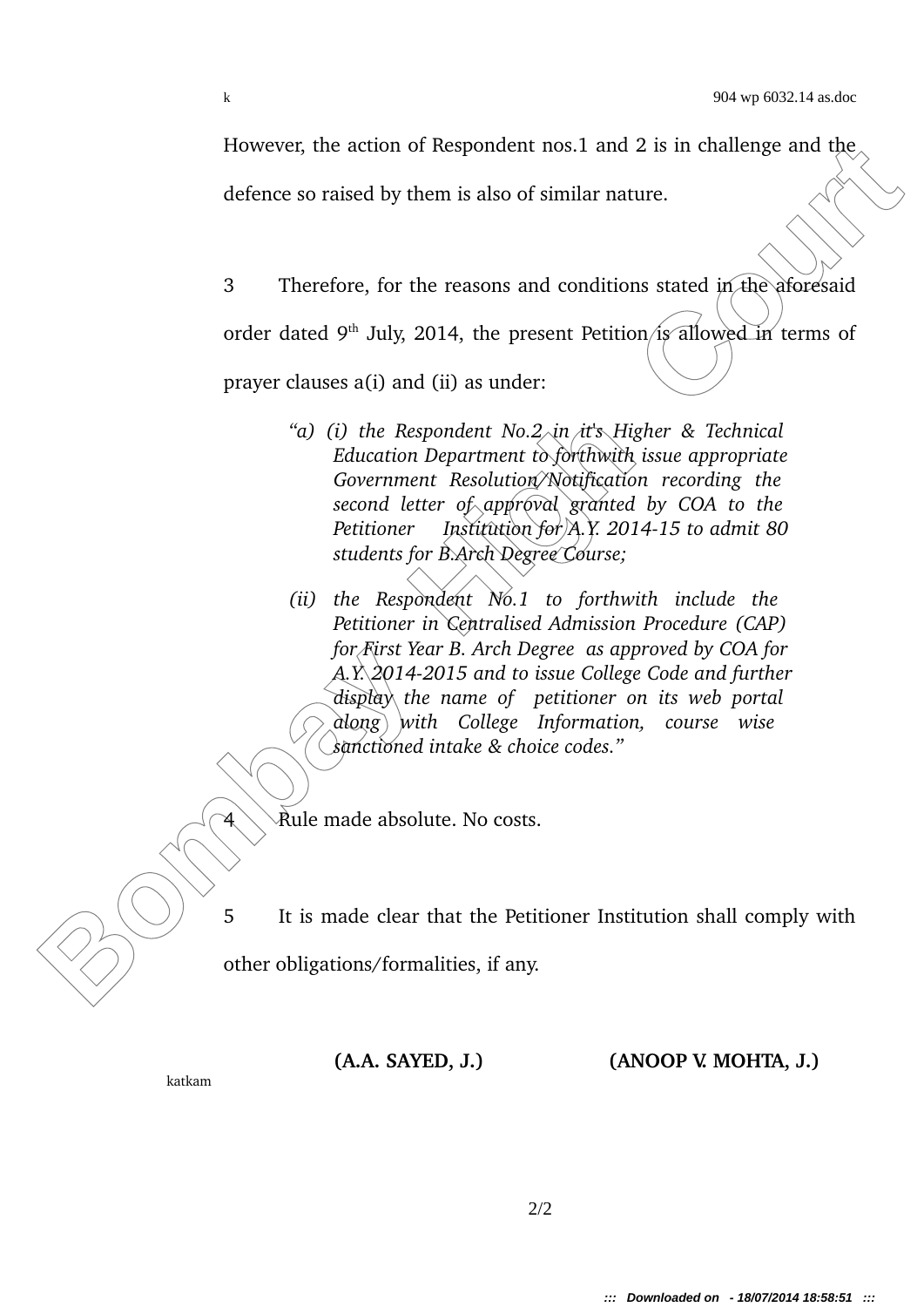However, the action of Respondent nos.1 and 2 is in challenge and the defence so raised by them is also of similar nature.

3 Therefore, for the reasons and conditions stated in the aforesaid order dated 9th July, 2014, the present Petition is allowed in terms of prayer clauses a(i) and (ii) as under:

> *"a) (i) the Respondent No.2 in it's Higher & Technical Education Department to forthwith issue appropriate Government Resolution/Notification recording the second letter of approval granted by COA to the Petitioner Institution for A.Y. 2014-15 to admit 80 students for B.Arch Degree Course;*
>
> *(ii) the Respondent No.1 to forthwith include the Petitioner in Centralised Admission Procedure (CAP) for First Year B. Arch Degree as approved by COA for A.Y. 2014-2015 and to issue College Code and further display the name of petitioner on its web portal along with College Information, course wise sanctioned intake & choice codes."*

4 Rule made absolute. No costs.

5 It is made clear that the Petitioner Institution shall comply with other obligations/formalities, if any.

**(A.A. SAYED, J.)** **(ANOOP V. MOHTA, J.)**

katkam